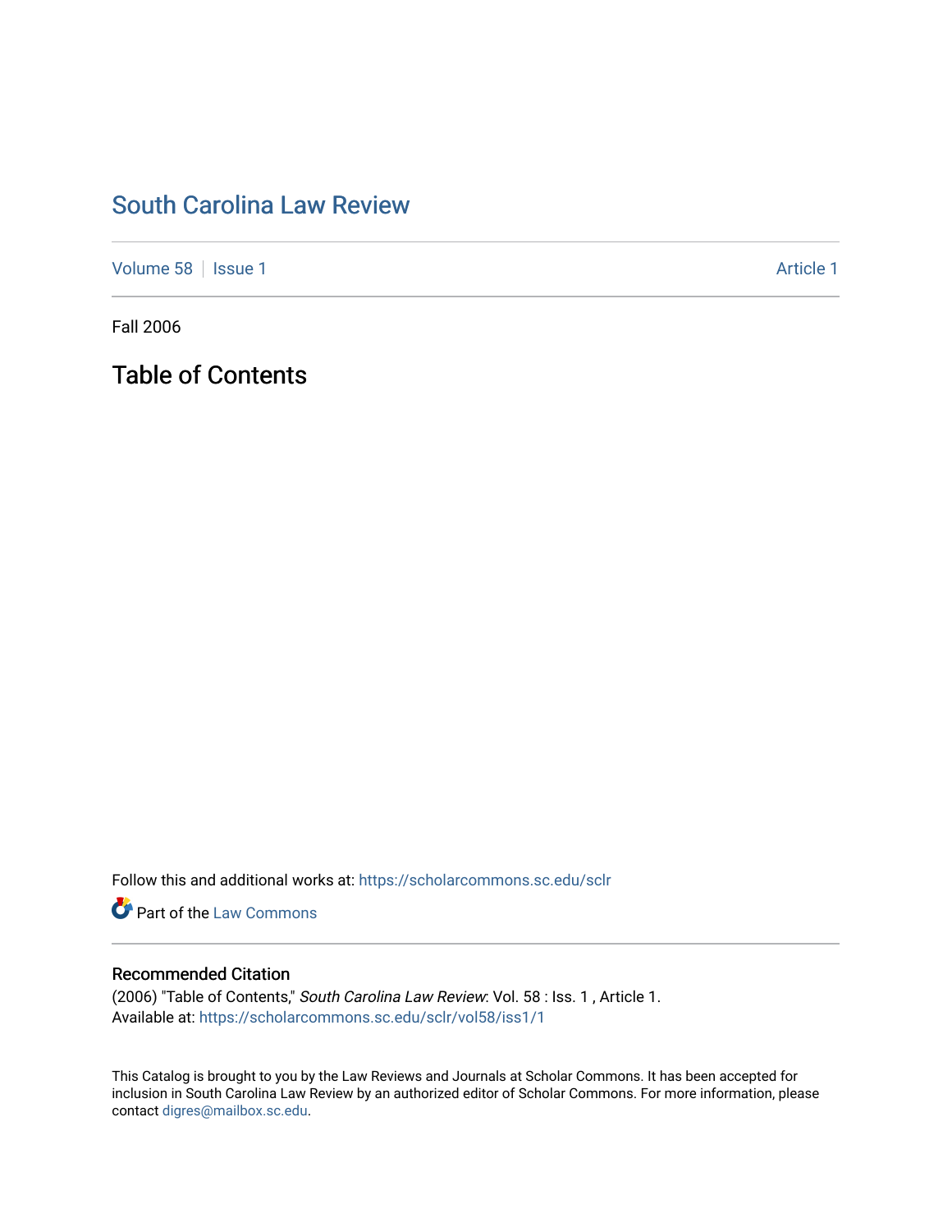# South Carolina Law Review

Volume 58 | Issue 1 | Article 1

Fall 2006

## Table of Contents

Follow this and additional works at: https://scholarcommons.sc.edu/sclr

Part of the Law Commons

### Recommended Citation

(2006) "Table of Contents," *South Carolina Law Review*: Vol. 58 : Iss. 1 , Article 1.
Available at: https://scholarcommons.sc.edu/sclr/vol58/iss1/1

This Catalog is brought to you by the Law Reviews and Journals at Scholar Commons. It has been accepted for inclusion in South Carolina Law Review by an authorized editor of Scholar Commons. For more information, please contact digres@mailbox.sc.edu.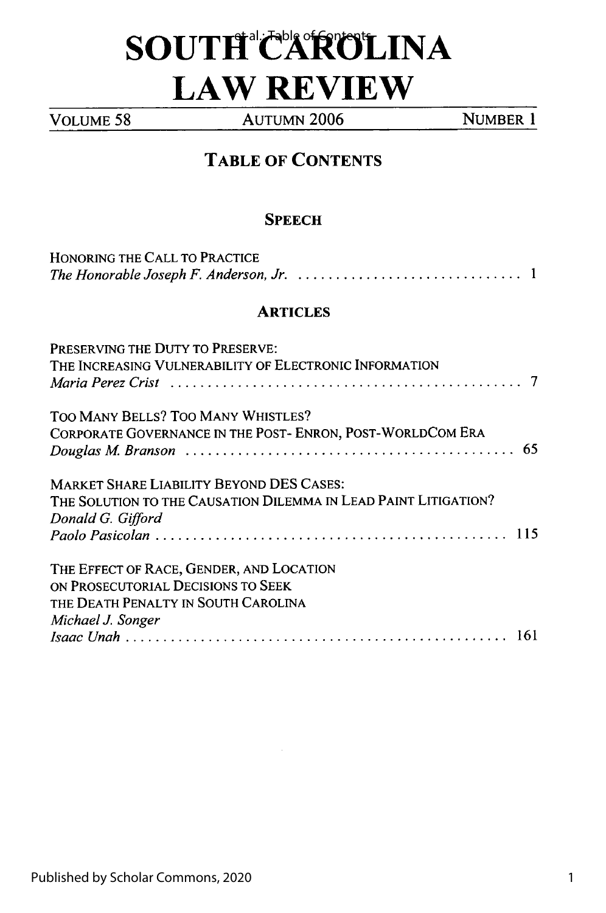# SOUTH CAROLINA LAW REVIEW

VOLUME 58 AUTUMN 2006 NUMBER 1

## TABLE OF CONTENTS

### SPEECH

HONORING THE CALL TO PRACTICE
*The Honorable Joseph F. Anderson, Jr.* ..... 1

### ARTICLES

PRESERVING THE DUTY TO PRESERVE:
THE INCREASING VULNERABILITY OF ELECTRONIC INFORMATION
*Maria Perez Crist* ..... 7

TOO MANY BELLS? TOO MANY WHISTLES?
CORPORATE GOVERNANCE IN THE POST- ENRON, POST-WORLDCOM ERA
*Douglas M. Branson* ..... 65

MARKET SHARE LIABILITY BEYOND DES CASES:
THE SOLUTION TO THE CAUSATION DILEMMA IN LEAD PAINT LITIGATION?
*Donald G. Gifford*
*Paolo Pasicolan* ..... 115

THE EFFECT OF RACE, GENDER, AND LOCATION
ON PROSECUTORIAL DECISIONS TO SEEK
THE DEATH PENALTY IN SOUTH CAROLINA
*Michael J. Songer*
*Isaac Unah* ..... 161